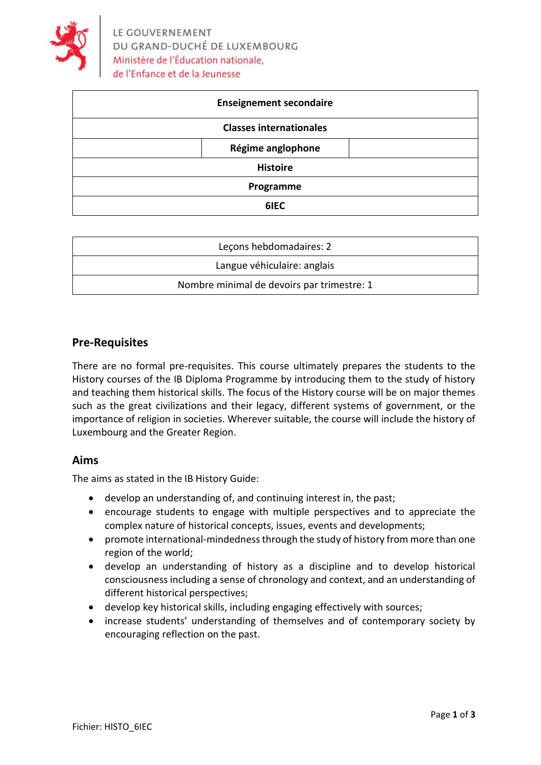LE GOUVERNEMENT
DU GRAND-DUCHÉ DE LUXEMBOURG
Ministère de l'Éducation nationale,
de l'Enfance et de la Jeunesse

| **Enseignement secondaire** | | |
|---|---|---|
| **Classes internationales** | | |
| | **Régime anglophone** | |
| **Histoire** | | |
| **Programme** | | |
| **6IEC** | | |

| Leçons hebdomadaires: 2 |
|---|
| Langue véhiculaire: anglais |
| Nombre minimal de devoirs par trimestre: 1 |

## Pre-Requisites

There are no formal pre-requisites. This course ultimately prepares the students to the History courses of the IB Diploma Programme by introducing them to the study of history and teaching them historical skills. The focus of the History course will be on major themes such as the great civilizations and their legacy, different systems of government, or the importance of religion in societies. Wherever suitable, the course will include the history of Luxembourg and the Greater Region.

## Aims

The aims as stated in the IB History Guide:

- develop an understanding of, and continuing interest in, the past;
- encourage students to engage with multiple perspectives and to appreciate the complex nature of historical concepts, issues, events and developments;
- promote international-mindedness through the study of history from more than one region of the world;
- develop an understanding of history as a discipline and to develop historical consciousness including a sense of chronology and context, and an understanding of different historical perspectives;
- develop key historical skills, including engaging effectively with sources;
- increase students' understanding of themselves and of contemporary society by encouraging reflection on the past.

Fichier: HISTO_6IEC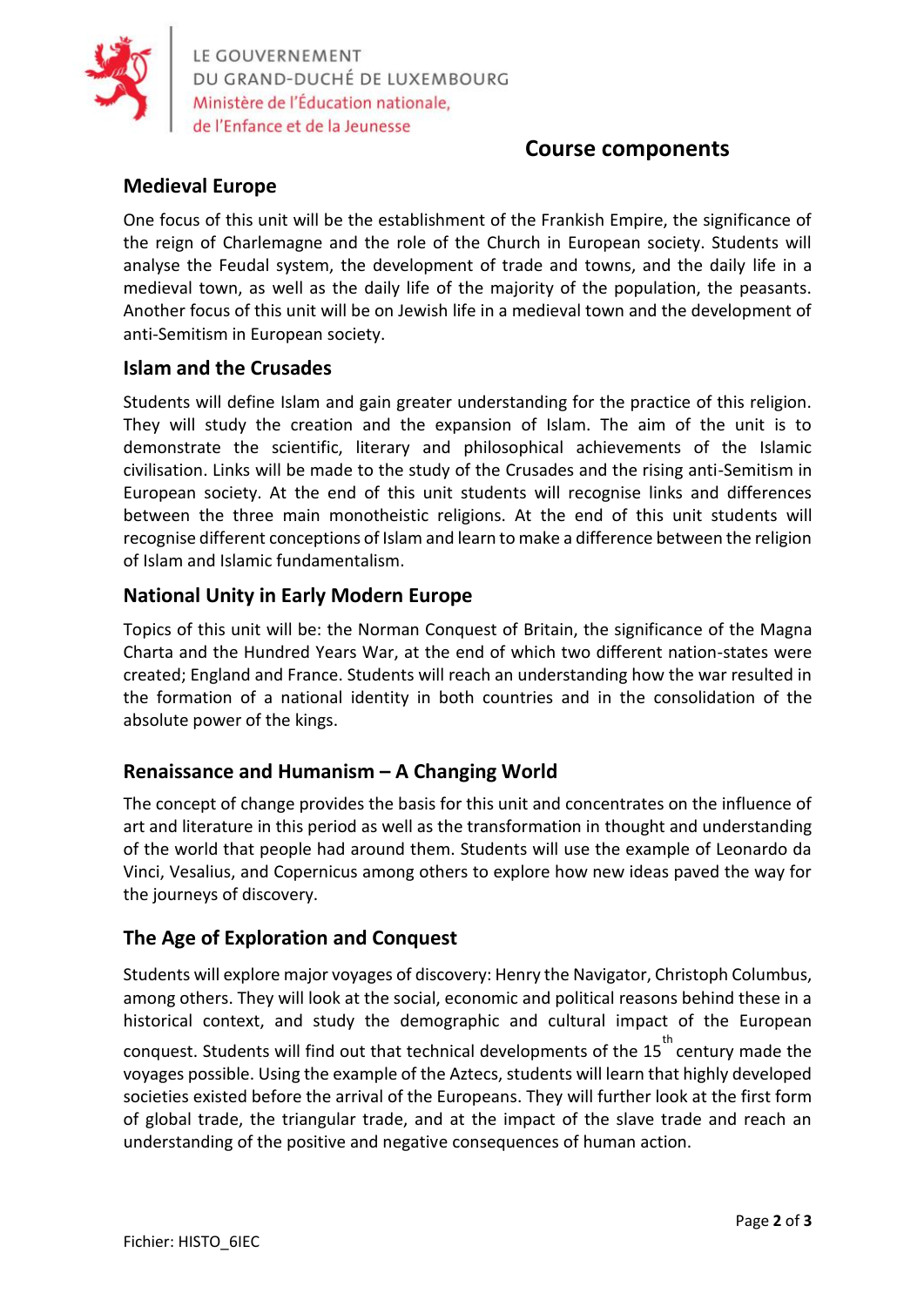## Course components

### Medieval Europe

One focus of this unit will be the establishment of the Frankish Empire, the significance of the reign of Charlemagne and the role of the Church in European society. Students will analyse the Feudal system, the development of trade and towns, and the daily life in a medieval town, as well as the daily life of the majority of the population, the peasants. Another focus of this unit will be on Jewish life in a medieval town and the development of anti-Semitism in European society.

### Islam and the Crusades

Students will define Islam and gain greater understanding for the practice of this religion. They will study the creation and the expansion of Islam. The aim of the unit is to demonstrate the scientific, literary and philosophical achievements of the Islamic civilisation. Links will be made to the study of the Crusades and the rising anti-Semitism in European society. At the end of this unit students will recognise links and differences between the three main monotheistic religions. At the end of this unit students will recognise different conceptions of Islam and learn to make a difference between the religion of Islam and Islamic fundamentalism.

### National Unity in Early Modern Europe

Topics of this unit will be: the Norman Conquest of Britain, the significance of the Magna Charta and the Hundred Years War, at the end of which two different nation-states were created; England and France. Students will reach an understanding how the war resulted in the formation of a national identity in both countries and in the consolidation of the absolute power of the kings.

### Renaissance and Humanism – A Changing World

The concept of change provides the basis for this unit and concentrates on the influence of art and literature in this period as well as the transformation in thought and understanding of the world that people had around them. Students will use the example of Leonardo da Vinci, Vesalius, and Copernicus among others to explore how new ideas paved the way for the journeys of discovery.

### The Age of Exploration and Conquest

Students will explore major voyages of discovery: Henry the Navigator, Christoph Columbus, among others. They will look at the social, economic and political reasons behind these in a historical context, and study the demographic and cultural impact of the European conquest. Students will find out that technical developments of the 15th century made the voyages possible. Using the example of the Aztecs, students will learn that highly developed societies existed before the arrival of the Europeans. They will further look at the first form of global trade, the triangular trade, and at the impact of the slave trade and reach an understanding of the positive and negative consequences of human action.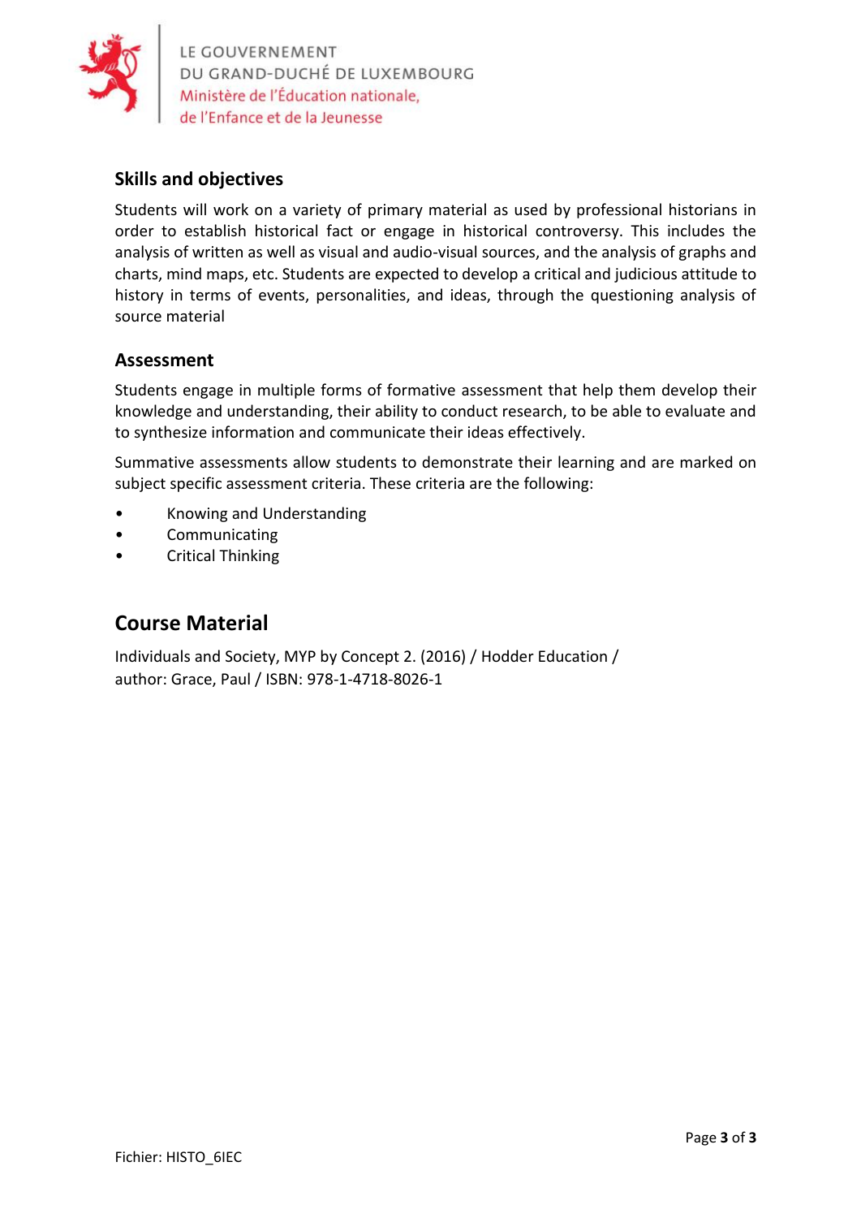### Skills and objectives

Students will work on a variety of primary material as used by professional historians in order to establish historical fact or engage in historical controversy. This includes the analysis of written as well as visual and audio-visual sources, and the analysis of graphs and charts, mind maps, etc. Students are expected to develop a critical and judicious attitude to history in terms of events, personalities, and ideas, through the questioning analysis of source material

### Assessment

Students engage in multiple forms of formative assessment that help them develop their knowledge and understanding, their ability to conduct research, to be able to evaluate and to synthesize information and communicate their ideas effectively.

Summative assessments allow students to demonstrate their learning and are marked on subject specific assessment criteria. These criteria are the following:

- Knowing and Understanding
- Communicating
- Critical Thinking

## Course Material

Individuals and Society, MYP by Concept 2. (2016) / Hodder Education / author: Grace, Paul / ISBN: 978-1-4718-8026-1

Fichier: HISTO_6IEC